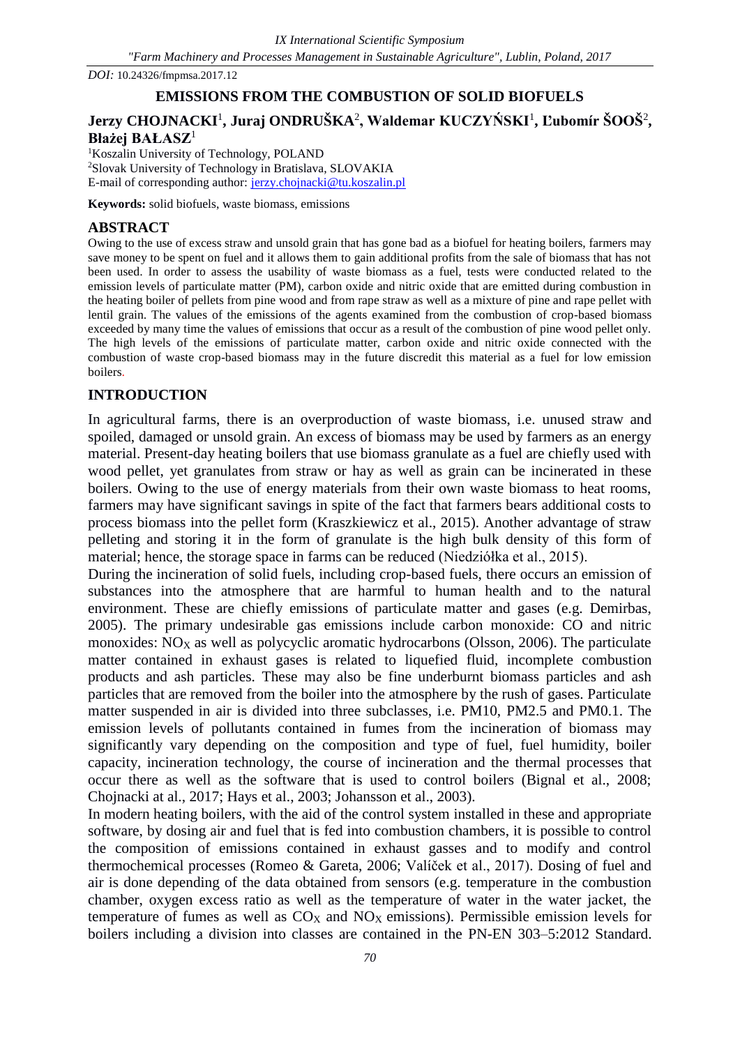*DOI:* 10.24326/fmpmsa.2017.12

# EMISSIONS FROM THE COMBUSTION OF SOLID BIOFUELS

**Jerzy CHOJNACKI**[1]**, Juraj ONDRUŠKA**[2]**, Waldemar KUCZYŃSKI**[1]**, Ľubomír ŠOOŠ**[2]**, Błażej BAŁASZ**[1]

[1]Koszalin University of Technology, POLAND
[2]Slovak University of Technology in Bratislava, SLOVAKIA
E-mail of corresponding author: jerzy.chojnacki@tu.koszalin.pl

**Keywords:** solid biofuels, waste biomass, emissions

## ABSTRACT

Owing to the use of excess straw and unsold grain that has gone bad as a biofuel for heating boilers, farmers may save money to be spent on fuel and it allows them to gain additional profits from the sale of biomass that has not been used. In order to assess the usability of waste biomass as a fuel, tests were conducted related to the emission levels of particulate matter (PM), carbon oxide and nitric oxide that are emitted during combustion in the heating boiler of pellets from pine wood and from rape straw as well as a mixture of pine and rape pellet with lentil grain. The values of the emissions of the agents examined from the combustion of crop-based biomass exceeded by many time the values of emissions that occur as a result of the combustion of pine wood pellet only. The high levels of the emissions of particulate matter, carbon oxide and nitric oxide connected with the combustion of waste crop-based biomass may in the future discredit this material as a fuel for low emission boilers.

## INTRODUCTION

In agricultural farms, there is an overproduction of waste biomass, i.e. unused straw and spoiled, damaged or unsold grain. An excess of biomass may be used by farmers as an energy material. Present-day heating boilers that use biomass granulate as a fuel are chiefly used with wood pellet, yet granulates from straw or hay as well as grain can be incinerated in these boilers. Owing to the use of energy materials from their own waste biomass to heat rooms, farmers may have significant savings in spite of the fact that farmers bears additional costs to process biomass into the pellet form (Kraszkiewicz et al., 2015). Another advantage of straw pelleting and storing it in the form of granulate is the high bulk density of this form of material; hence, the storage space in farms can be reduced (Niedziółka et al., 2015).

During the incineration of solid fuels, including crop-based fuels, there occurs an emission of substances into the atmosphere that are harmful to human health and to the natural environment. These are chiefly emissions of particulate matter and gases (e.g. Demirbas, 2005). The primary undesirable gas emissions include carbon monoxide: CO and nitric monoxides: $NO_X$ as well as polycyclic aromatic hydrocarbons (Olsson, 2006). The particulate matter contained in exhaust gases is related to liquefied fluid, incomplete combustion products and ash particles. These may also be fine underburnt biomass particles and ash particles that are removed from the boiler into the atmosphere by the rush of gases. Particulate matter suspended in air is divided into three subclasses, i.e. PM10, PM2.5 and PM0.1. The emission levels of pollutants contained in fumes from the incineration of biomass may significantly vary depending on the composition and type of fuel, fuel humidity, boiler capacity, incineration technology, the course of incineration and the thermal processes that occur there as well as the software that is used to control boilers (Bignal et al., 2008; Chojnacki at al., 2017; Hays et al., 2003; Johansson et al., 2003).

In modern heating boilers, with the aid of the control system installed in these and appropriate software, by dosing air and fuel that is fed into combustion chambers, it is possible to control the composition of emissions contained in exhaust gasses and to modify and control thermochemical processes (Romeo & Gareta, 2006; Valíček et al., 2017). Dosing of fuel and air is done depending of the data obtained from sensors (e.g. temperature in the combustion chamber, oxygen excess ratio as well as the temperature of water in the water jacket, the temperature of fumes as well as $CO_X$ and $NO_X$ emissions). Permissible emission levels for boilers including a division into classes are contained in the PN-EN 303–5:2012 Standard.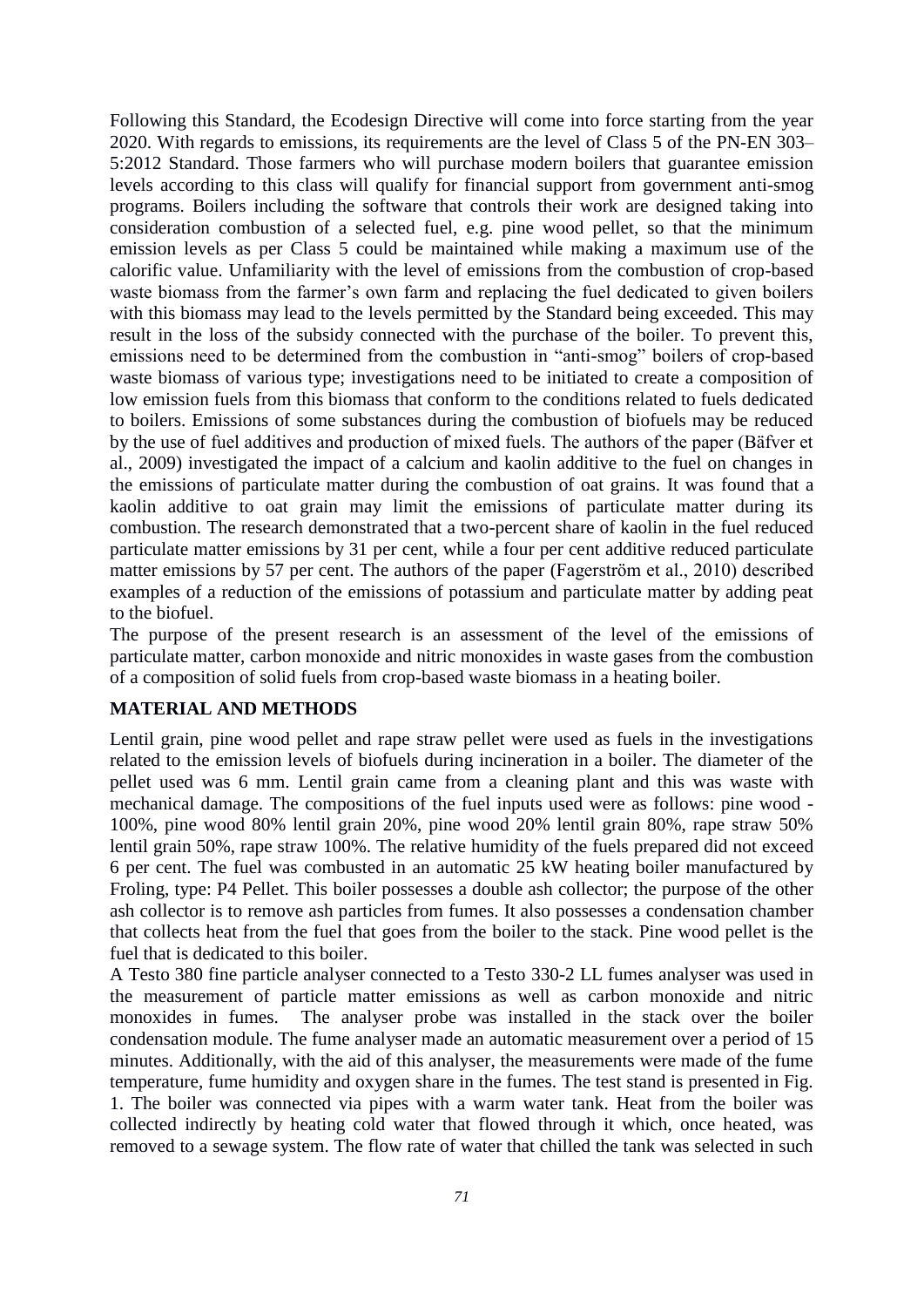Following this Standard, the Ecodesign Directive will come into force starting from the year 2020. With regards to emissions, its requirements are the level of Class 5 of the PN-EN 303–5:2012 Standard. Those farmers who will purchase modern boilers that guarantee emission levels according to this class will qualify for financial support from government anti-smog programs. Boilers including the software that controls their work are designed taking into consideration combustion of a selected fuel, e.g. pine wood pellet, so that the minimum emission levels as per Class 5 could be maintained while making a maximum use of the calorific value. Unfamiliarity with the level of emissions from the combustion of crop-based waste biomass from the farmer's own farm and replacing the fuel dedicated to given boilers with this biomass may lead to the levels permitted by the Standard being exceeded. This may result in the loss of the subsidy connected with the purchase of the boiler. To prevent this, emissions need to be determined from the combustion in "anti-smog" boilers of crop-based waste biomass of various type; investigations need to be initiated to create a composition of low emission fuels from this biomass that conform to the conditions related to fuels dedicated to boilers. Emissions of some substances during the combustion of biofuels may be reduced by the use of fuel additives and production of mixed fuels. The authors of the paper (Bäfver et al., 2009) investigated the impact of a calcium and kaolin additive to the fuel on changes in the emissions of particulate matter during the combustion of oat grains. It was found that a kaolin additive to oat grain may limit the emissions of particulate matter during its combustion. The research demonstrated that a two-percent share of kaolin in the fuel reduced particulate matter emissions by 31 per cent, while a four per cent additive reduced particulate matter emissions by 57 per cent. The authors of the paper (Fagerström et al., 2010) described examples of a reduction of the emissions of potassium and particulate matter by adding peat to the biofuel.

The purpose of the present research is an assessment of the level of the emissions of particulate matter, carbon monoxide and nitric monoxides in waste gases from the combustion of a composition of solid fuels from crop-based waste biomass in a heating boiler.

## MATERIAL AND METHODS

Lentil grain, pine wood pellet and rape straw pellet were used as fuels in the investigations related to the emission levels of biofuels during incineration in a boiler. The diameter of the pellet used was 6 mm. Lentil grain came from a cleaning plant and this was waste with mechanical damage. The compositions of the fuel inputs used were as follows: pine wood - 100%, pine wood 80% lentil grain 20%, pine wood 20% lentil grain 80%, rape straw 50% lentil grain 50%, rape straw 100%. The relative humidity of the fuels prepared did not exceed 6 per cent. The fuel was combusted in an automatic 25 kW heating boiler manufactured by Froling, type: P4 Pellet. This boiler possesses a double ash collector; the purpose of the other ash collector is to remove ash particles from fumes. It also possesses a condensation chamber that collects heat from the fuel that goes from the boiler to the stack. Pine wood pellet is the fuel that is dedicated to this boiler.

A Testo 380 fine particle analyser connected to a Testo 330-2 LL fumes analyser was used in the measurement of particle matter emissions as well as carbon monoxide and nitric monoxides in fumes. The analyser probe was installed in the stack over the boiler condensation module. The fume analyser made an automatic measurement over a period of 15 minutes. Additionally, with the aid of this analyser, the measurements were made of the fume temperature, fume humidity and oxygen share in the fumes. The test stand is presented in Fig. 1. The boiler was connected via pipes with a warm water tank. Heat from the boiler was collected indirectly by heating cold water that flowed through it which, once heated, was removed to a sewage system. The flow rate of water that chilled the tank was selected in such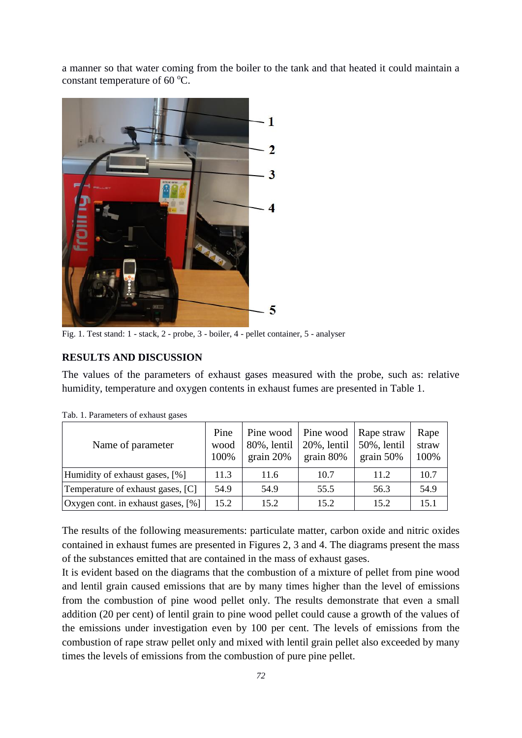a manner so that water coming from the boiler to the tank and that heated it could maintain a constant temperature of 60 $^oC$.

Fig. 1. Test stand: 1 - stack, 2 - probe, 3 - boiler, 4 - pellet container, 5 - analyser

## RESULTS AND DISCUSSION

The values of the parameters of exhaust gases measured with the probe, such as: relative humidity, temperature and oxygen contents in exhaust fumes are presented in Table 1.

Tab. 1. Parameters of exhaust gases

| Name of parameter | Pine wood 100% | Pine wood 80%, lentil grain 20% | Pine wood 20%, lentil grain 80% | Rape straw 50%, lentil grain 50% | Rape straw 100% |
|---|---|---|---|---|---|
| Humidity of exhaust gases, [%] | 11.3 | 11.6 | 10.7 | 11.2 | 10.7 |
| Temperature of exhaust gases, [C] | 54.9 | 54.9 | 55.5 | 56.3 | 54.9 |
| Oxygen cont. in exhaust gases, [%] | 15.2 | 15.2 | 15.2 | 15.2 | 15.1 |

The results of the following measurements: particulate matter, carbon oxide and nitric oxides contained in exhaust fumes are presented in Figures 2, 3 and 4. The diagrams present the mass of the substances emitted that are contained in the mass of exhaust gases.

It is evident based on the diagrams that the combustion of a mixture of pellet from pine wood and lentil grain caused emissions that are by many times higher than the level of emissions from the combustion of pine wood pellet only. The results demonstrate that even a small addition (20 per cent) of lentil grain to pine wood pellet could cause a growth of the values of the emissions under investigation even by 100 per cent. The levels of emissions from the combustion of rape straw pellet only and mixed with lentil grain pellet also exceeded by many times the levels of emissions from the combustion of pure pine pellet.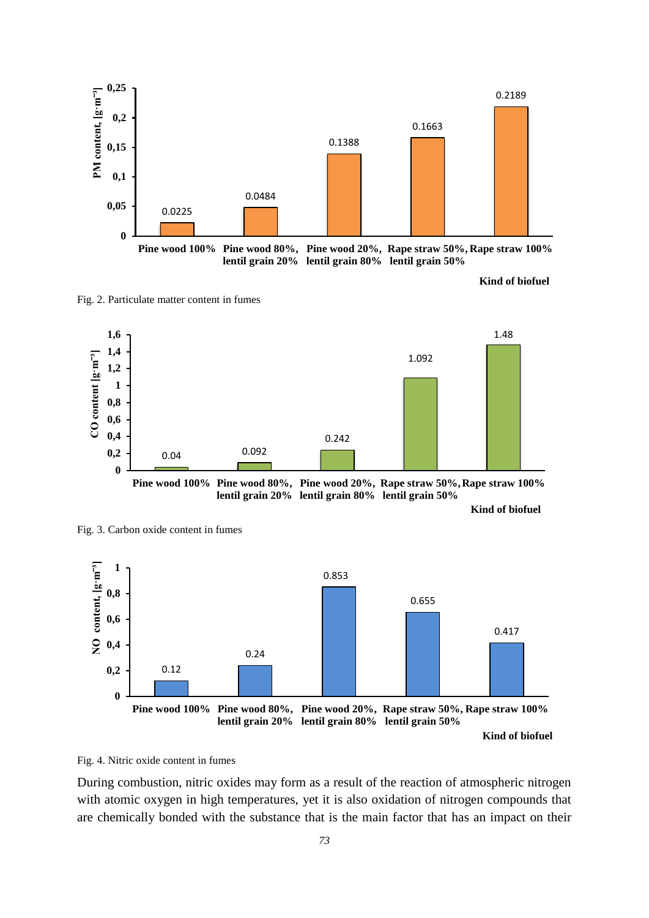Fig. 2. Particulate matter content in fumes

Fig. 3. Carbon oxide content in fumes

Fig. 4. Nitric oxide content in fumes

During combustion, nitric oxides may form as a result of the reaction of atmospheric nitrogen with atomic oxygen in high temperatures, yet it is also oxidation of nitrogen compounds that are chemically bonded with the substance that is the main factor that has an impact on their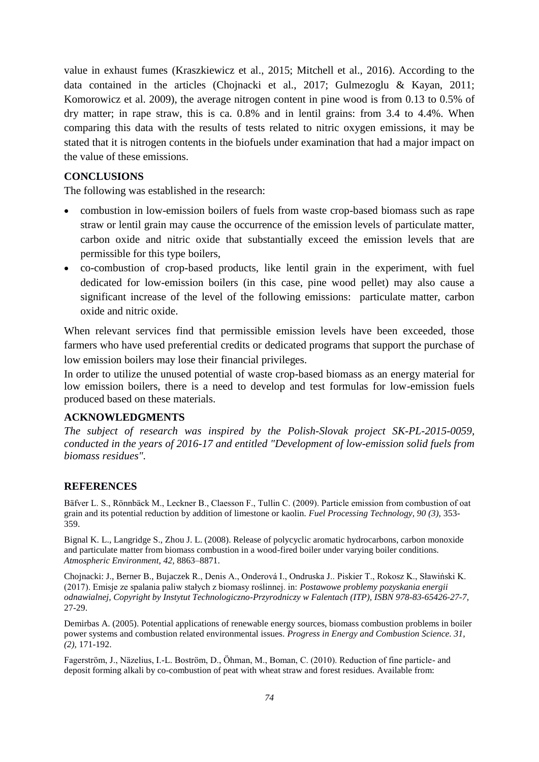value in exhaust fumes (Kraszkiewicz et al., 2015; Mitchell et al., 2016). According to the data contained in the articles (Chojnacki et al., 2017; Gulmezoglu & Kayan, 2011; Komorowicz et al. 2009), the average nitrogen content in pine wood is from 0.13 to 0.5% of dry matter; in rape straw, this is ca. 0.8% and in lentil grains: from 3.4 to 4.4%. When comparing this data with the results of tests related to nitric oxygen emissions, it may be stated that it is nitrogen contents in the biofuels under examination that had a major impact on the value of these emissions.

## CONCLUSIONS

The following was established in the research:

- combustion in low-emission boilers of fuels from waste crop-based biomass such as rape straw or lentil grain may cause the occurrence of the emission levels of particulate matter, carbon oxide and nitric oxide that substantially exceed the emission levels that are permissible for this type boilers,
- co-combustion of crop-based products, like lentil grain in the experiment, with fuel dedicated for low-emission boilers (in this case, pine wood pellet) may also cause a significant increase of the level of the following emissions: particulate matter, carbon oxide and nitric oxide.

When relevant services find that permissible emission levels have been exceeded, those farmers who have used preferential credits or dedicated programs that support the purchase of low emission boilers may lose their financial privileges.

In order to utilize the unused potential of waste crop-based biomass as an energy material for low emission boilers, there is a need to develop and test formulas for low-emission fuels produced based on these materials.

## ACKNOWLEDGMENTS

*The subject of research was inspired by the Polish-Slovak project SK-PL-2015-0059, conducted in the years of 2016-17 and entitled "Development of low-emission solid fuels from biomass residues".*

## REFERENCES

Bäfver L. S., Rönnbäck M., Leckner B., Claesson F., Tullin C. (2009). Particle emission from combustion of oat grain and its potential reduction by addition of limestone or kaolin. *Fuel Processing Technology, 90 (3),* 353-359.

Bignal K. L., Langridge S., Zhou J. L. (2008). Release of polycyclic aromatic hydrocarbons, carbon monoxide and particulate matter from biomass combustion in a wood-fired boiler under varying boiler conditions. *Atmospheric Environment, 42,* 8863–8871.

Chojnacki: J., Berner B., Bujaczek R., Denis A., Onderová I., Ondruska J.. Piskier T., Rokosz K., Sławiński K. (2017). Emisje ze spalania paliw stałych z biomasy roślinnej. in: *Postawowe problemy pozyskania energii odnawialnej, Copyright by Instytut Technologiczno-Przyrodniczy w Falentach (ITP), ISBN 978-83-65426-27-7,* 27-29.

Demirbas A. (2005). Potential applications of renewable energy sources, biomass combustion problems in boiler power systems and combustion related environmental issues. *Progress in Energy and Combustion Science. 31, (2),* 171-192.

Fagerström, J., Näzelius, I.-L. Boström, D., Öhman, M., Boman, C. (2010). Reduction of fine particle- and deposit forming alkali by co-combustion of peat with wheat straw and forest residues. Available from: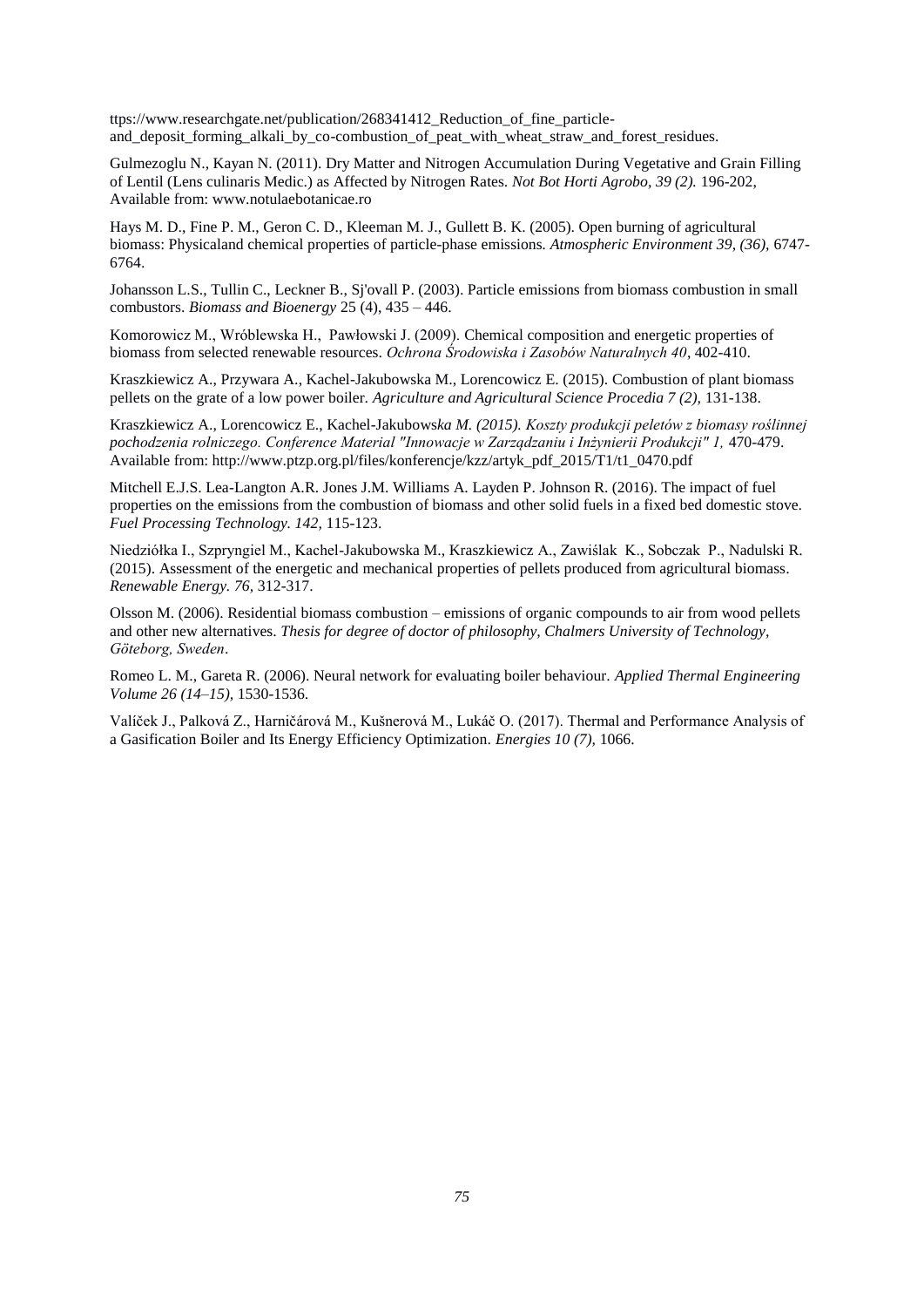ttps://www.researchgate.net/publication/268341412_Reduction_of_fine_particle-and_deposit_forming_alkali_by_co-combustion_of_peat_with_wheat_straw_and_forest_residues.

Gulmezoglu N., Kayan N. (2011). Dry Matter and Nitrogen Accumulation During Vegetative and Grain Filling of Lentil (Lens culinaris Medic.) as Affected by Nitrogen Rates. *Not Bot Horti Agrobo, 39 (2).* 196-202, Available from: www.notulaebotanicae.ro

Hays M. D., Fine P. M., Geron C. D., Kleeman M. J., Gullett B. K. (2005). Open burning of agricultural biomass: Physicaland chemical properties of particle-phase emissions. *Atmospheric Environment 39, (36),* 6747-6764.

Johansson L.S., Tullin C., Leckner B., Sj'ovall P. (2003). Particle emissions from biomass combustion in small combustors. *Biomass and Bioenergy* 25 (4), 435 – 446.

Komorowicz M., Wróblewska H., Pawłowski J. (2009). Chemical composition and energetic properties of biomass from selected renewable resources. *Ochrona Środowiska i Zasobów Naturalnych 40*, 402-410.

Kraszkiewicz A., Przywara A., Kachel-Jakubowska M., Lorencowicz E. (2015). Combustion of plant biomass pellets on the grate of a low power boiler. *Agriculture and Agricultural Science Procedia 7 (2),* 131-138.

Kraszkiewicz A., Lorencowicz E., Kachel-Jakubows*ka M. (2015). Koszty produkcji peletów z biomasy roślinnej pochodzenia rolniczego. Conference Material "Innowacje w Zarządzaniu i Inżynierii Produkcji" 1,* 470-479. Available from: http://www.ptzp.org.pl/files/konferencje/kzz/artyk_pdf_2015/T1/t1_0470.pdf

Mitchell E.J.S. Lea-Langton A.R. Jones J.M. Williams A. Layden P. Johnson R. (2016). The impact of fuel properties on the emissions from the combustion of biomass and other solid fuels in a fixed bed domestic stove. *Fuel Processing Technology. 142,* 115-123.

Niedziółka I., Szpryngiel M., Kachel-Jakubowska M., Kraszkiewicz A., Zawiślak K., Sobczak P., Nadulski R. (2015). Assessment of the energetic and mechanical properties of pellets produced from agricultural biomass. *Renewable Energy. 76,* 312-317.

Olsson M. (2006). Residential biomass combustion – emissions of organic compounds to air from wood pellets and other new alternatives. *Thesis for degree of doctor of philosophy, Chalmers University of Technology, Göteborg, Sweden*.

Romeo L. M., Gareta R. (2006). Neural network for evaluating boiler behaviour. *Applied Thermal Engineering Volume 26 (14–15),* 1530-1536.

Valíček J., Palková Z., Harničárová M., Kušnerová M., Lukáč O. (2017). Thermal and Performance Analysis of a Gasification Boiler and Its Energy Efficiency Optimization. *Energies 10 (7),* 1066.